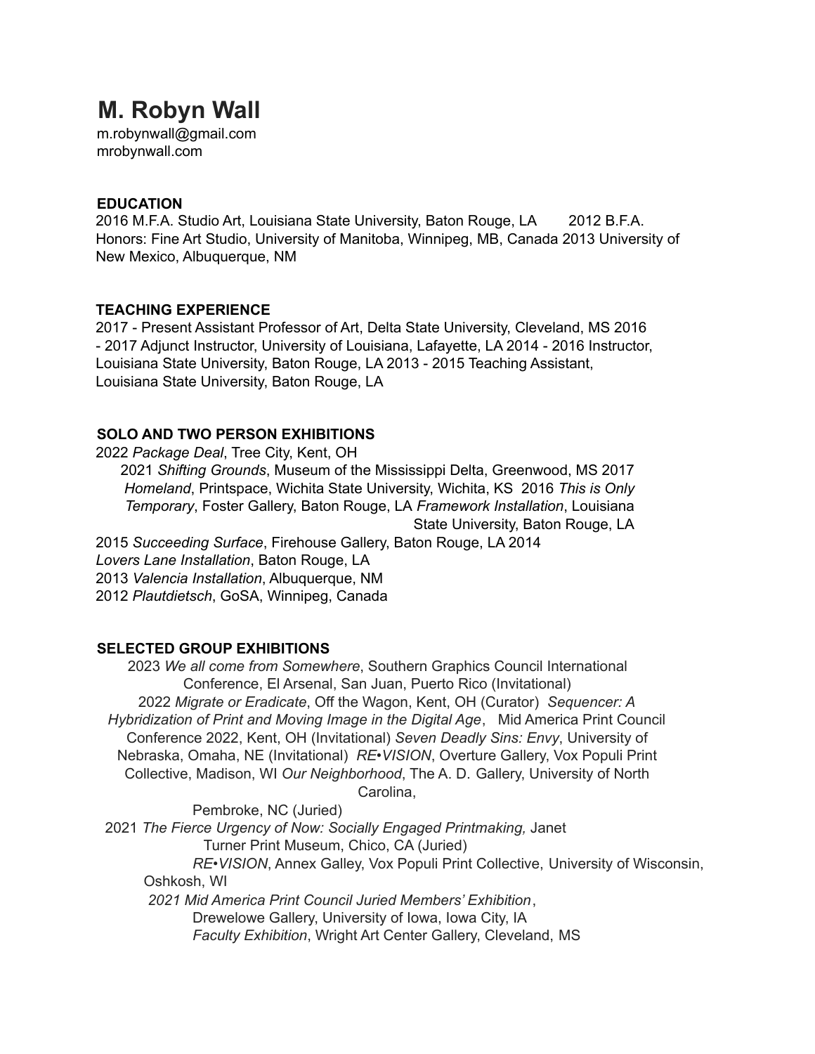# M. Robyn Wall

m.robynwall@gmail.com
mrobynwall.com

## EDUCATION

2016 M.F.A. Studio Art, Louisiana State University, Baton Rouge, LA

2012 B.F.A. Honors: Fine Art Studio, University of Manitoba, Winnipeg, MB, Canada

2013 University of New Mexico, Albuquerque, NM

## TEACHING EXPERIENCE

2017 - Present Assistant Professor of Art, Delta State University, Cleveland, MS

2016 - 2017 Adjunct Instructor, University of Louisiana, Lafayette, LA

2014 - 2016 Instructor, Louisiana State University, Baton Rouge, LA

2013 - 2015 Teaching Assistant, Louisiana State University, Baton Rouge, LA

## SOLO AND TWO PERSON EXHIBITIONS

2022 *Package Deal*, Tree City, Kent, OH

2021 *Shifting Grounds*, Museum of the Mississippi Delta, Greenwood, MS

2017 *Homeland*, Printspace, Wichita State University, Wichita, KS

2016 *This is Only Temporary*, Foster Gallery, Baton Rouge, LA

*Framework Installation*, Louisiana State University, Baton Rouge, LA

2015 *Succeeding Surface*, Firehouse Gallery, Baton Rouge, LA

2014 *Lovers Lane Installation*, Baton Rouge, LA

2013 *Valencia Installation*, Albuquerque, NM

2012 *Plautdietsch*, GoSA, Winnipeg, Canada

## SELECTED GROUP EXHIBITIONS

2023 *We all come from Somewhere*, Southern Graphics Council International Conference, El Arsenal, San Juan, Puerto Rico (Invitational)

2022 *Migrate or Eradicate*, Off the Wagon, Kent, OH (Curator)

*Sequencer: A Hybridization of Print and Moving Image in the Digital Age*, Mid America Print Council Conference 2022, Kent, OH (Invitational)

*Seven Deadly Sins: Envy*, University of Nebraska, Omaha, NE (Invitational)

*RE•VISION*, Overture Gallery, Vox Populi Print Collective, Madison, WI

*Our Neighborhood*, The A. D. Gallery, University of North Carolina, Pembroke, NC (Juried)

2021 *The Fierce Urgency of Now: Socially Engaged Printmaking,* Janet Turner Print Museum, Chico, CA (Juried)

*RE•VISION*, Annex Galley, Vox Populi Print Collective, University of Wisconsin, Oshkosh, WI

*2021 Mid America Print Council Juried Members' Exhibition*, Drewelowe Gallery, University of Iowa, Iowa City, IA

*Faculty Exhibition*, Wright Art Center Gallery, Cleveland, MS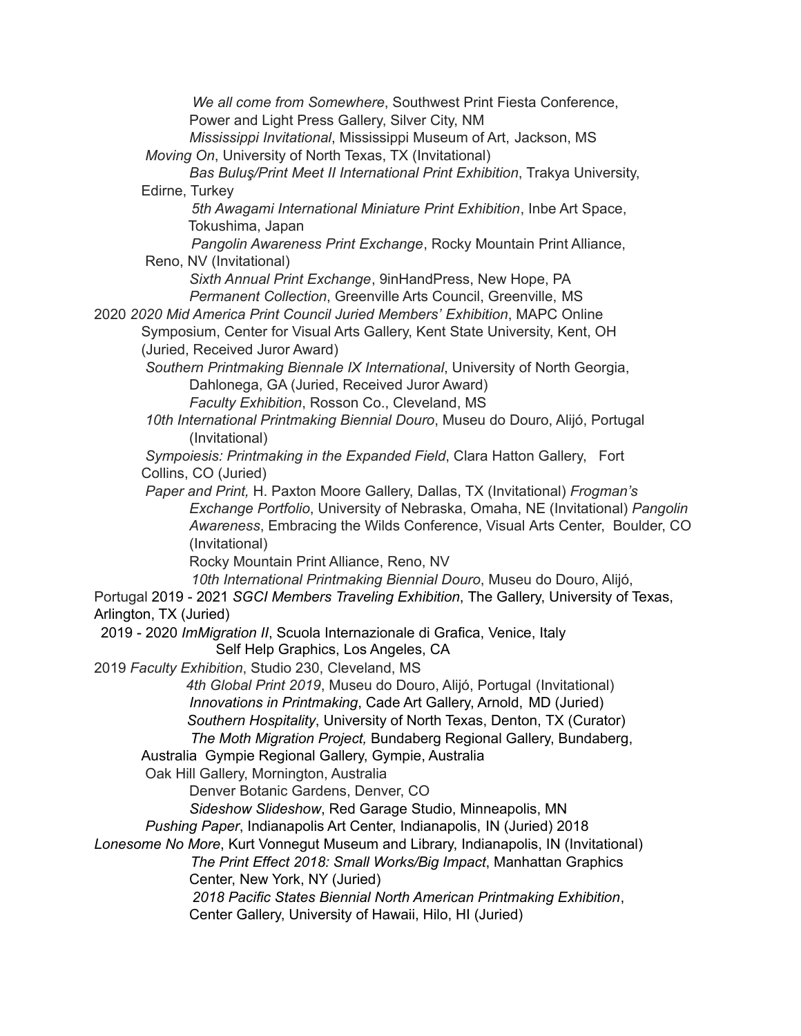*We all come from Somewhere*, Southwest Print Fiesta Conference, Power and Light Press Gallery, Silver City, NM

*Mississippi Invitational*, Mississippi Museum of Art, Jackson, MS

*Moving On*, University of North Texas, TX (Invitational)

*Bas Buluş/Print Meet II International Print Exhibition*, Trakya University, Edirne, Turkey

*5th Awagami International Miniature Print Exhibition*, Inbe Art Space, Tokushima, Japan

*Pangolin Awareness Print Exchange*, Rocky Mountain Print Alliance, Reno, NV (Invitational)

*Sixth Annual Print Exchange*, 9inHandPress, New Hope, PA

*Permanent Collection*, Greenville Arts Council, Greenville, MS

2020 *2020 Mid America Print Council Juried Members' Exhibition*, MAPC Online Symposium, Center for Visual Arts Gallery, Kent State University, Kent, OH (Juried, Received Juror Award)

*Southern Printmaking Biennale IX International*, University of North Georgia, Dahlonega, GA (Juried, Received Juror Award)

*Faculty Exhibition*, Rosson Co., Cleveland, MS

*10th International Printmaking Biennial Douro*, Museu do Douro, Alijó, Portugal (Invitational)

*Sympoiesis: Printmaking in the Expanded Field*, Clara Hatton Gallery, Fort Collins, CO (Juried)

*Paper and Print,* H. Paxton Moore Gallery, Dallas, TX (Invitational) *Frogman's Exchange Portfolio*, University of Nebraska, Omaha, NE (Invitational) *Pangolin Awareness*, Embracing the Wilds Conference, Visual Arts Center, Boulder, CO (Invitational)

Rocky Mountain Print Alliance, Reno, NV

*10th International Printmaking Biennial Douro*, Museu do Douro, Alijó, Portugal 2019 - 2021 *SGCI Members Traveling Exhibition*, The Gallery, University of Texas, Arlington, TX (Juried)

2019 - 2020 *ImMigration II*, Scuola Internazionale di Grafica, Venice, Italy

Self Help Graphics, Los Angeles, CA

2019 *Faculty Exhibition*, Studio 230, Cleveland, MS

*4th Global Print 2019*, Museu do Douro, Alijó, Portugal (Invitational)

*Innovations in Printmaking*, Cade Art Gallery, Arnold, MD (Juried)

*Southern Hospitality*, University of North Texas, Denton, TX (Curator)

*The Moth Migration Project,* Bundaberg Regional Gallery, Bundaberg, Australia Gympie Regional Gallery, Gympie, Australia

Oak Hill Gallery, Mornington, Australia

Denver Botanic Gardens, Denver, CO

*Sideshow Slideshow*, Red Garage Studio, Minneapolis, MN

*Pushing Paper*, Indianapolis Art Center, Indianapolis, IN (Juried) 2018

*Lonesome No More*, Kurt Vonnegut Museum and Library, Indianapolis, IN (Invitational)

*The Print Effect 2018: Small Works/Big Impact*, Manhattan Graphics Center, New York, NY (Juried)

*2018 Pacific States Biennial North American Printmaking Exhibition*, Center Gallery, University of Hawaii, Hilo, HI (Juried)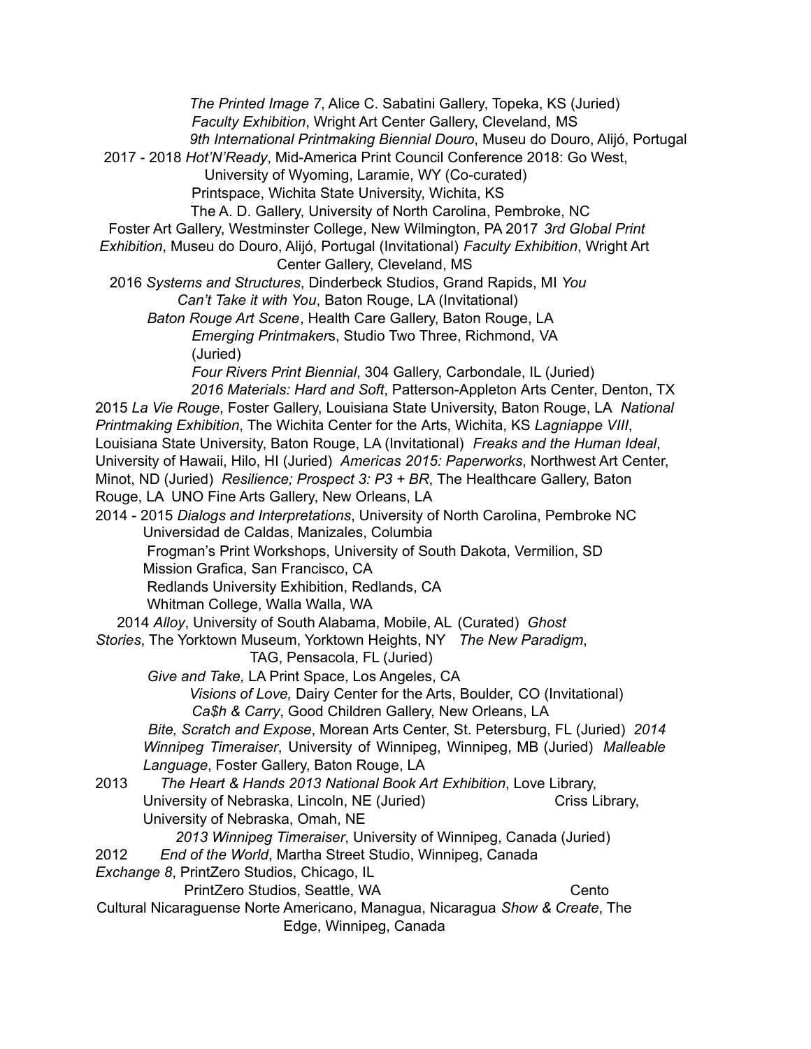*The Printed Image 7*, Alice C. Sabatini Gallery, Topeka, KS (Juried)
*Faculty Exhibition*, Wright Art Center Gallery, Cleveland, MS
*9th International Printmaking Biennial Douro*, Museu do Douro, Alijó, Portugal

2017 - 2018 *Hot'N'Ready*, Mid-America Print Council Conference 2018: Go West, University of Wyoming, Laramie, WY (Co-curated)
Printspace, Wichita State University, Wichita, KS
The A. D. Gallery, University of North Carolina, Pembroke, NC
Foster Art Gallery, Westminster College, New Wilmington, PA

2017 *3rd Global Print Exhibition*, Museu do Douro, Alijó, Portugal (Invitational)
*Faculty Exhibition*, Wright Art Center Gallery, Cleveland, MS

2016 *Systems and Structures*, Dinderbeck Studios, Grand Rapids, MI
*You Can't Take it with You*, Baton Rouge, LA (Invitational)
*Baton Rouge Art Scene*, Health Care Gallery, Baton Rouge, LA
*Emerging Printmakers*, Studio Two Three, Richmond, VA (Juried)
*Four Rivers Print Biennial*, 304 Gallery, Carbondale, IL (Juried)
*2016 Materials: Hard and Soft*, Patterson-Appleton Arts Center, Denton, TX

2015 *La Vie Rouge*, Foster Gallery, Louisiana State University, Baton Rouge, LA
*National Printmaking Exhibition*, The Wichita Center for the Arts, Wichita, KS
*Lagniappe VIII*, Louisiana State University, Baton Rouge, LA (Invitational)
*Freaks and the Human Ideal*, University of Hawaii, Hilo, HI (Juried)
*Americas 2015: Paperworks*, Northwest Art Center, Minot, ND (Juried)
*Resilience; Prospect 3: P3 + BR*, The Healthcare Gallery, Baton Rouge, LA
UNO Fine Arts Gallery, New Orleans, LA

2014 - 2015 *Dialogs and Interpretations*, University of North Carolina, Pembroke NC
Universidad de Caldas, Manizales, Columbia
Frogman's Print Workshops, University of South Dakota, Vermilion, SD
Mission Grafica, San Francisco, CA
Redlands University Exhibition, Redlands, CA
Whitman College, Walla Walla, WA

2014 *Alloy*, University of South Alabama, Mobile, AL (Curated)
*Ghost Stories*, The Yorktown Museum, Yorktown Heights, NY
*The New Paradigm*, TAG, Pensacola, FL (Juried)
*Give and Take,* LA Print Space, Los Angeles, CA
*Visions of Love,* Dairy Center for the Arts, Boulder, CO (Invitational)
*Ca$h & Carry*, Good Children Gallery, New Orleans, LA
*Bite, Scratch and Expose*, Morean Arts Center, St. Petersburg, FL (Juried)
*2014 Winnipeg Timeraiser*, University of Winnipeg, Winnipeg, MB (Juried)
*Malleable Language*, Foster Gallery, Baton Rouge, LA

2013 *The Heart & Hands 2013 National Book Art Exhibition*, Love Library, University of Nebraska, Lincoln, NE (Juried)
Criss Library, University of Nebraska, Omah, NE
*2013 Winnipeg Timeraiser*, University of Winnipeg, Canada (Juried)

2012 *End of the World*, Martha Street Studio, Winnipeg, Canada
*Exchange 8*, PrintZero Studios, Chicago, IL
PrintZero Studios, Seattle, WA
Cento Cultural Nicaraguense Norte Americano, Managua, Nicaragua
*Show & Create*, The Edge, Winnipeg, Canada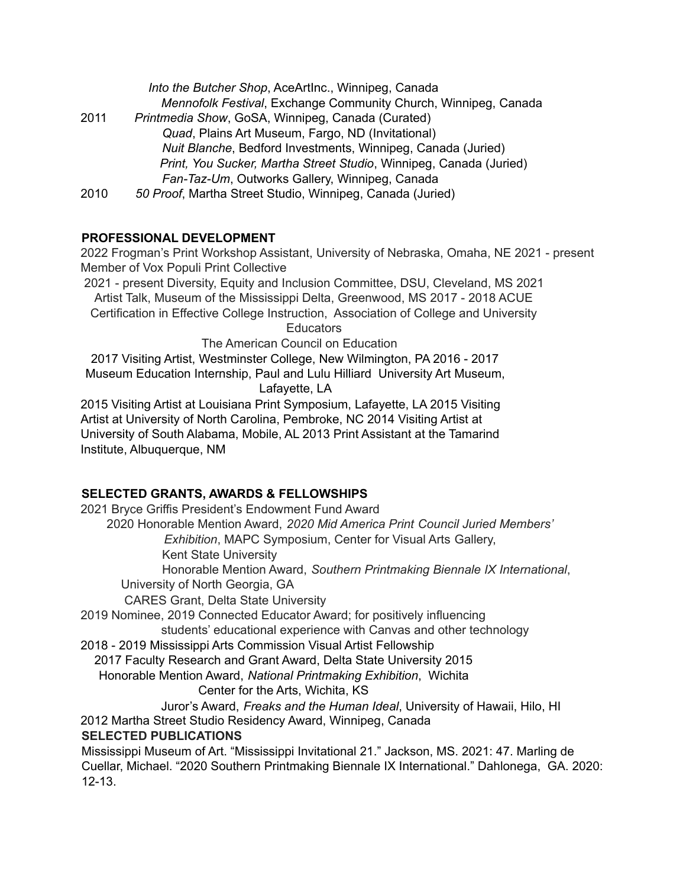*Into the Butcher Shop*, AceArtInc., Winnipeg, Canada
*Mennofolk Festival*, Exchange Community Church, Winnipeg, Canada

2011 *Printmedia Show*, GoSA, Winnipeg, Canada (Curated)
*Quad*, Plains Art Museum, Fargo, ND (Invitational)
*Nuit Blanche*, Bedford Investments, Winnipeg, Canada (Juried)
*Print, You Sucker, Martha Street Studio*, Winnipeg, Canada (Juried)
*Fan-Taz-Um*, Outworks Gallery, Winnipeg, Canada

2010 *50 Proof*, Martha Street Studio, Winnipeg, Canada (Juried)

**PROFESSIONAL DEVELOPMENT**

2022 Frogman's Print Workshop Assistant, University of Nebraska, Omaha, NE 2021 - present Member of Vox Populi Print Collective
2021 - present Diversity, Equity and Inclusion Committee, DSU, Cleveland, MS 2021 Artist Talk, Museum of the Mississippi Delta, Greenwood, MS 2017 - 2018 ACUE Certification in Effective College Instruction, Association of College and University Educators
The American Council on Education
2017 Visiting Artist, Westminster College, New Wilmington, PA 2016 - 2017 Museum Education Internship, Paul and Lulu Hilliard University Art Museum, Lafayette, LA
2015 Visiting Artist at Louisiana Print Symposium, Lafayette, LA 2015 Visiting Artist at University of North Carolina, Pembroke, NC 2014 Visiting Artist at University of South Alabama, Mobile, AL 2013 Print Assistant at the Tamarind Institute, Albuquerque, NM

**SELECTED GRANTS, AWARDS & FELLOWSHIPS**

2021 Bryce Griffis President's Endowment Fund Award
2020 Honorable Mention Award, *2020 Mid America Print Council Juried Members' Exhibition*, MAPC Symposium, Center for Visual Arts Gallery, Kent State University
Honorable Mention Award, *Southern Printmaking Biennale IX International*, University of North Georgia, GA
CARES Grant, Delta State University
2019 Nominee, 2019 Connected Educator Award; for positively influencing students' educational experience with Canvas and other technology
2018 - 2019 Mississippi Arts Commission Visual Artist Fellowship
2017 Faculty Research and Grant Award, Delta State University 2015 Honorable Mention Award, *National Printmaking Exhibition*, Wichita Center for the Arts, Wichita, KS
Juror's Award, *Freaks and the Human Ideal*, University of Hawaii, Hilo, HI
2012 Martha Street Studio Residency Award, Winnipeg, Canada

**SELECTED PUBLICATIONS**

Mississippi Museum of Art. "Mississippi Invitational 21." Jackson, MS. 2021: 47. Marling de Cuellar, Michael. "2020 Southern Printmaking Biennale IX International." Dahlonega, GA. 2020: 12-13.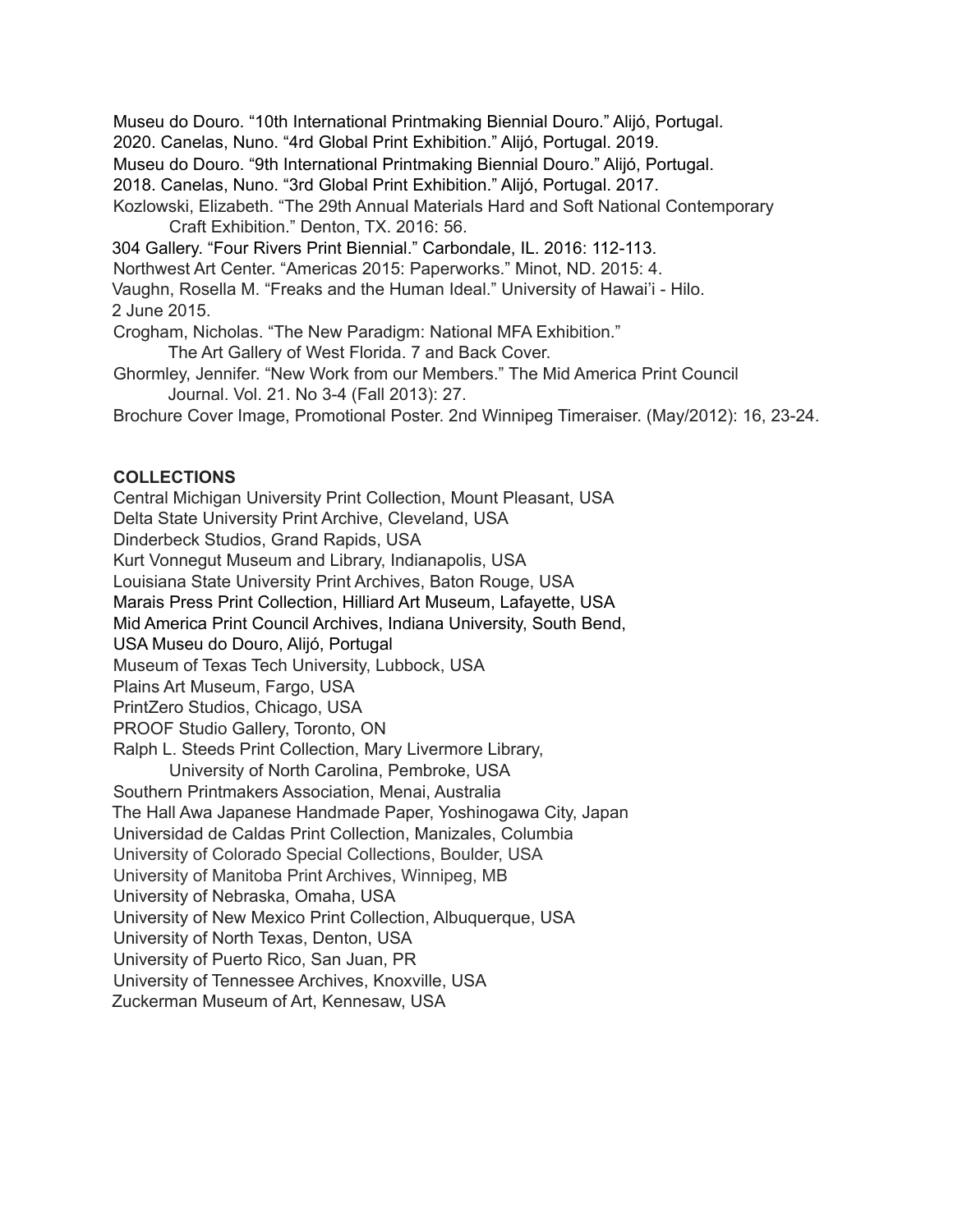Museu do Douro. “10th International Printmaking Biennial Douro.” Alijó, Portugal.
2020. Canelas, Nuno. “4rd Global Print Exhibition.” Alijó, Portugal. 2019.
Museu do Douro. “9th International Printmaking Biennial Douro.” Alijó, Portugal.
2018. Canelas, Nuno. “3rd Global Print Exhibition.” Alijó, Portugal. 2017.
Kozlowski, Elizabeth. “The 29th Annual Materials Hard and Soft National Contemporary Craft Exhibition.” Denton, TX. 2016: 56.
304 Gallery. “Four Rivers Print Biennial.” Carbondale, IL. 2016: 112-113.
Northwest Art Center. “Americas 2015: Paperworks.” Minot, ND. 2015: 4.
Vaughn, Rosella M. “Freaks and the Human Ideal.” University of Hawai’i - Hilo.
2 June 2015.
Crogham, Nicholas. “The New Paradigm: National MFA Exhibition.” The Art Gallery of West Florida. 7 and Back Cover.
Ghormley, Jennifer. “New Work from our Members.” The Mid America Print Council Journal. Vol. 21. No 3-4 (Fall 2013): 27.
Brochure Cover Image, Promotional Poster. 2nd Winnipeg Timeraiser. (May/2012): 16, 23-24.

**COLLECTIONS**

Central Michigan University Print Collection, Mount Pleasant, USA
Delta State University Print Archive, Cleveland, USA
Dinderbeck Studios, Grand Rapids, USA
Kurt Vonnegut Museum and Library, Indianapolis, USA
Louisiana State University Print Archives, Baton Rouge, USA
Marais Press Print Collection, Hilliard Art Museum, Lafayette, USA
Mid America Print Council Archives, Indiana University, South Bend,
USA Museu do Douro, Alijó, Portugal
Museum of Texas Tech University, Lubbock, USA
Plains Art Museum, Fargo, USA
PrintZero Studios, Chicago, USA
PROOF Studio Gallery, Toronto, ON
Ralph L. Steeds Print Collection, Mary Livermore Library, University of North Carolina, Pembroke, USA
Southern Printmakers Association, Menai, Australia
The Hall Awa Japanese Handmade Paper, Yoshinogawa City, Japan
Universidad de Caldas Print Collection, Manizales, Columbia
University of Colorado Special Collections, Boulder, USA
University of Manitoba Print Archives, Winnipeg, MB
University of Nebraska, Omaha, USA
University of New Mexico Print Collection, Albuquerque, USA
University of North Texas, Denton, USA
University of Puerto Rico, San Juan, PR
University of Tennessee Archives, Knoxville, USA
Zuckerman Museum of Art, Kennesaw, USA